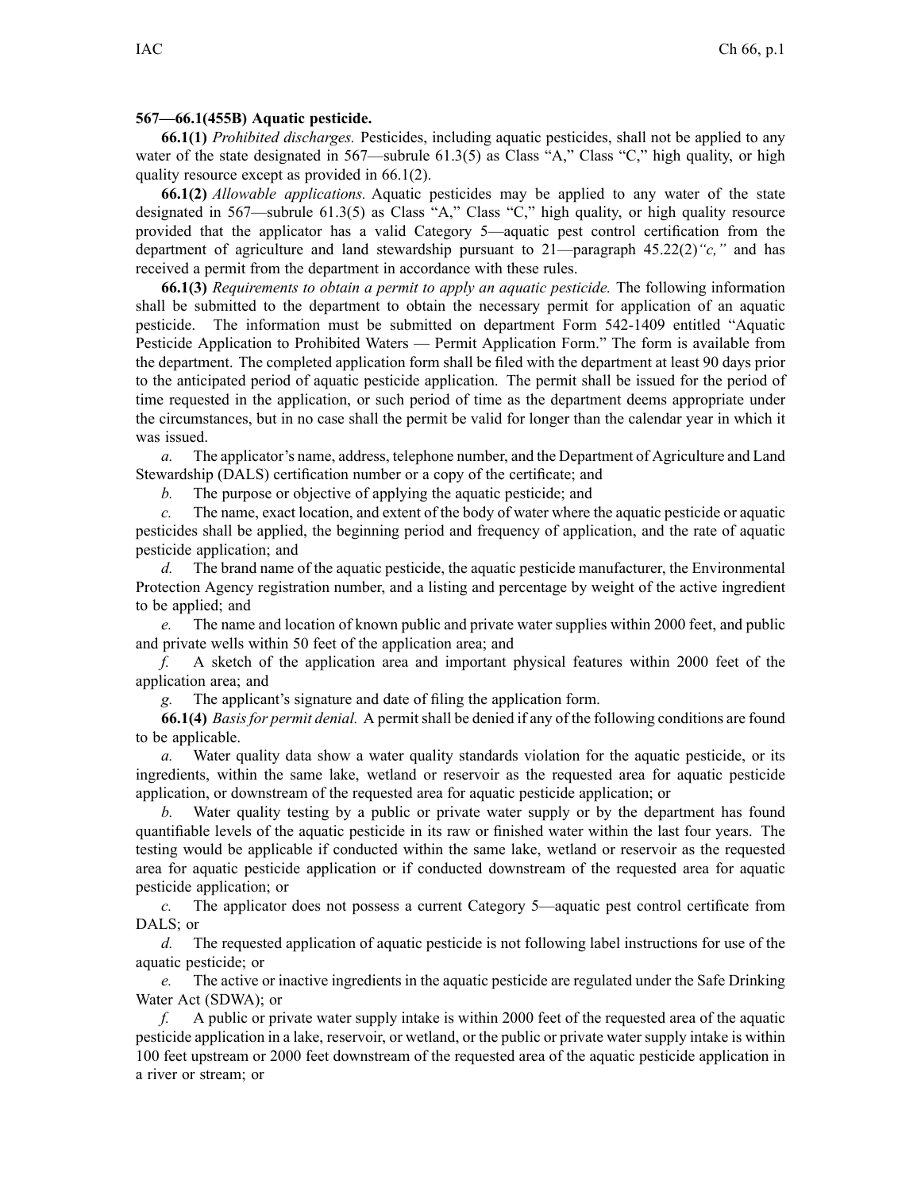**567—66.1(455B) Aquatic pesticide.**

**66.1(1)** *Prohibited discharges.* Pesticides, including aquatic pesticides, shall not be applied to any water of the state designated in 567—subrule 61.3(5) as Class "A," Class "C," high quality, or high quality resource except as provided in 66.1(2).

**66.1(2)** *Allowable applications.* Aquatic pesticides may be applied to any water of the state designated in 567—subrule 61.3(5) as Class "A," Class "C," high quality, or high quality resource provided that the applicator has a valid Category 5—aquatic pest control certification from the department of agriculture and land stewardship pursuant to 21—paragraph 45.22(2)*"c,"* and has received a permit from the department in accordance with these rules.

**66.1(3)** *Requirements to obtain a permit to apply an aquatic pesticide.* The following information shall be submitted to the department to obtain the necessary permit for application of an aquatic pesticide. The information must be submitted on department Form 542-1409 entitled "Aquatic Pesticide Application to Prohibited Waters — Permit Application Form." The form is available from the department. The completed application form shall be filed with the department at least 90 days prior to the anticipated period of aquatic pesticide application. The permit shall be issued for the period of time requested in the application, or such period of time as the department deems appropriate under the circumstances, but in no case shall the permit be valid for longer than the calendar year in which it was issued.

*a.* The applicator's name, address, telephone number, and the Department of Agriculture and Land Stewardship (DALS) certification number or a copy of the certificate; and

*b.* The purpose or objective of applying the aquatic pesticide; and

*c.* The name, exact location, and extent of the body of water where the aquatic pesticide or aquatic pesticides shall be applied, the beginning period and frequency of application, and the rate of aquatic pesticide application; and

*d.* The brand name of the aquatic pesticide, the aquatic pesticide manufacturer, the Environmental Protection Agency registration number, and a listing and percentage by weight of the active ingredient to be applied; and

*e.* The name and location of known public and private water supplies within 2000 feet, and public and private wells within 50 feet of the application area; and

*f.* A sketch of the application area and important physical features within 2000 feet of the application area; and

*g.* The applicant's signature and date of filing the application form.

**66.1(4)** *Basis for permit denial.* A permit shall be denied if any of the following conditions are found to be applicable.

*a.* Water quality data show a water quality standards violation for the aquatic pesticide, or its ingredients, within the same lake, wetland or reservoir as the requested area for aquatic pesticide application, or downstream of the requested area for aquatic pesticide application; or

*b.* Water quality testing by a public or private water supply or by the department has found quantifiable levels of the aquatic pesticide in its raw or finished water within the last four years. The testing would be applicable if conducted within the same lake, wetland or reservoir as the requested area for aquatic pesticide application or if conducted downstream of the requested area for aquatic pesticide application; or

*c.* The applicator does not possess a current Category 5—aquatic pest control certificate from DALS; or

*d.* The requested application of aquatic pesticide is not following label instructions for use of the aquatic pesticide; or

*e.* The active or inactive ingredients in the aquatic pesticide are regulated under the Safe Drinking Water Act (SDWA); or

*f.* A public or private water supply intake is within 2000 feet of the requested area of the aquatic pesticide application in a lake, reservoir, or wetland, or the public or private water supply intake is within 100 feet upstream or 2000 feet downstream of the requested area of the aquatic pesticide application in a river or stream; or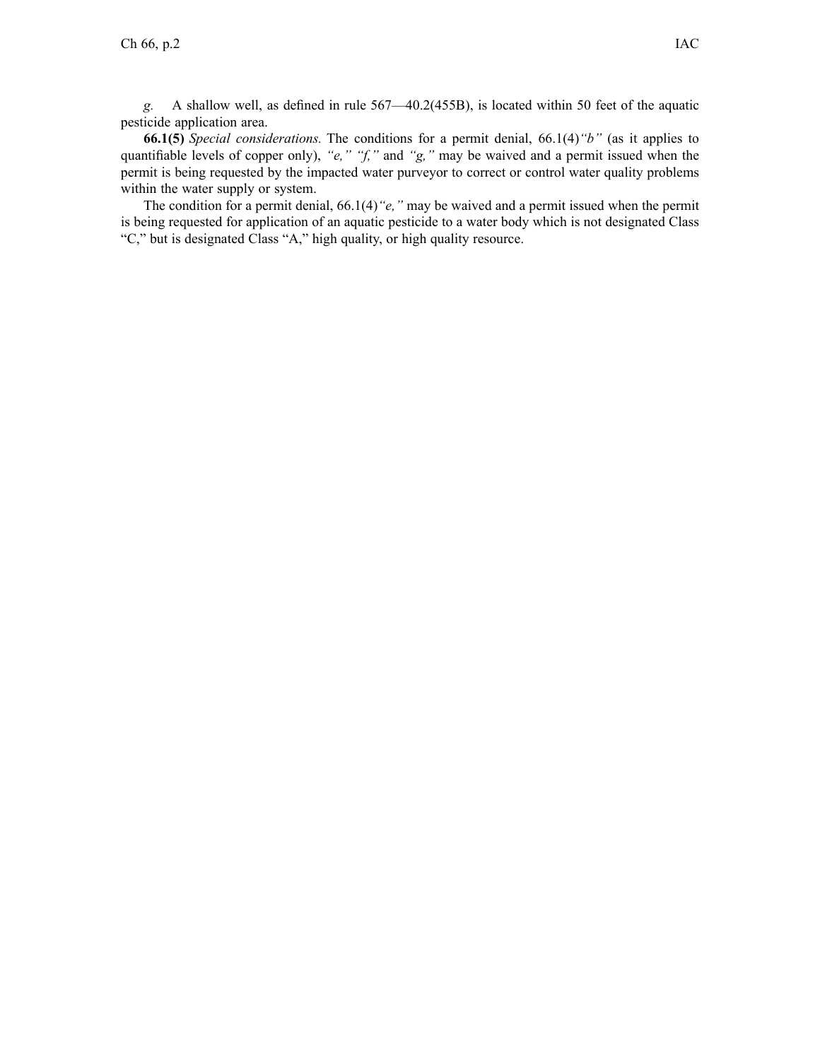*g.* A shallow well, as defined in rule 567—40.2(455B), is located within 50 feet of the aquatic pesticide application area.

**66.1(5)** *Special considerations.* The conditions for a permit denial, 66.1(4)*"b"* (as it applies to quantifiable levels of copper only), *"e," "f,"* and *"g,"* may be waived and a permit issued when the permit is being requested by the impacted water purveyor to correct or control water quality problems within the water supply or system.

The condition for a permit denial, 66.1(4)*"e,"* may be waived and a permit issued when the permit is being requested for application of an aquatic pesticide to a water body which is not designated Class "C," but is designated Class "A," high quality, or high quality resource.